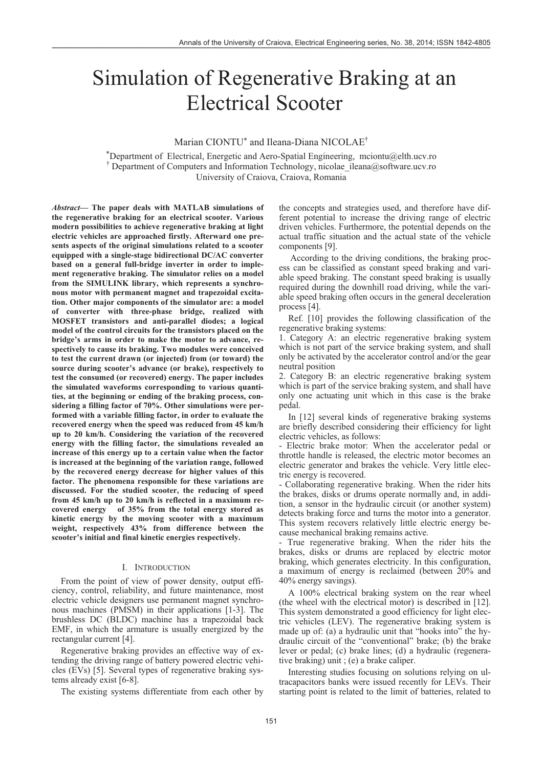# Simulation of Regenerative Braking at an Electrical Scooter

Marian CIONTU* and Ileana-Diana NICOLAE†

*Department of Electrical, Energetic and Aero-Spatial Engineering, mciontu@elth.ucv.ro
† Department of Computers and Information Technology, nicolae_ileana@software.ucv.ro
University of Craiova, Craiova, Romania

***Abstract*— The paper deals with MATLAB simulations of the regenerative braking for an electrical scooter. Various modern possibilities to achieve regenerative braking at light electric vehicles are approached firstly. Afterward one presents aspects of the original simulations related to a scooter equipped with a single-stage bidirectional DC/AC converter based on a general full-bridge inverter in order to implement regenerative braking. The simulator relies on a model from the SIMULINK library, which represents a synchronous motor with permanent magnet and trapezoidal excitation. Other major components of the simulator are: a model of converter with three-phase bridge, realized with MOSFET transistors and anti-parallel diodes; a logical model of the control circuits for the transistors placed on the bridge's arms in order to make the motor to advance, respectively to cause its braking. Two modules were conceived to test the current drawn (or injected) from (or toward) the source during scooter's advance (or brake), respectively to test the consumed (or recovered) energy. The paper includes the simulated waveforms corresponding to various quantities, at the beginning or ending of the braking process, considering a filling factor of 70%. Other simulations were performed with a variable filling factor, in order to evaluate the recovered energy when the speed was reduced from 45 km/h up to 20 km/h. Considering the variation of the recovered energy with the filling factor, the simulations revealed an increase of this energy up to a certain value when the factor is increased at the beginning of the variation range, followed by the recovered energy decrease for higher values of this factor. The phenomena responsible for these variations are discussed. For the studied scooter, the reducing of speed from 45 km/h up to 20 km/h is reflected in a maximum recovered energy of 35% from the total energy stored as kinetic energy by the moving scooter with a maximum weight, respectively 43% from difference between the scooter's initial and final kinetic energies respectively.**

## I. Introduction

From the point of view of power density, output efficiency, control, reliability, and future maintenance, most electric vehicle designers use permanent magnet synchronous machines (PMSM) in their applications [1-3]. The brushless DC (BLDC) machine has a trapezoidal back EMF, in which the armature is usually energized by the rectangular current [4].

Regenerative braking provides an effective way of extending the driving range of battery powered electric vehicles (EVs) [5]. Several types of regenerative braking systems already exist [6-8].

The existing systems differentiate from each other by the concepts and strategies used, and therefore have different potential to increase the driving range of electric driven vehicles. Furthermore, the potential depends on the actual traffic situation and the actual state of the vehicle components [9].

According to the driving conditions, the braking process can be classified as constant speed braking and variable speed braking. The constant speed braking is usually required during the downhill road driving, while the variable speed braking often occurs in the general deceleration process [4].

Ref. [10] provides the following classification of the regenerative braking systems:

1. Category A: an electric regenerative braking system which is not part of the service braking system, and shall only be activated by the accelerator control and/or the gear neutral position
2. Category B: an electric regenerative braking system which is part of the service braking system, and shall have only one actuating unit which in this case is the brake pedal.

In [12] several kinds of regenerative braking systems are briefly described considering their efficiency for light electric vehicles, as follows:

- Electric brake motor: When the accelerator pedal or throttle handle is released, the electric motor becomes an electric generator and brakes the vehicle. Very little electric energy is recovered.
- Collaborating regenerative braking. When the rider hits the brakes, disks or drums operate normally and, in addition, a sensor in the hydraulic circuit (or another system) detects braking force and turns the motor into a generator. This system recovers relatively little electric energy because mechanical braking remains active.
- True regenerative braking. When the rider hits the brakes, disks or drums are replaced by electric motor braking, which generates electricity. In this configuration, a maximum of energy is reclaimed (between 20% and 40% energy savings).

A 100% electrical braking system on the rear wheel (the wheel with the electrical motor) is described in [12]. This system demonstrated a good efficiency for light electric vehicles (LEV). The regenerative braking system is made up of: (a) a hydraulic unit that "hooks into" the hydraulic circuit of the "conventional" brake; (b) the brake lever or pedal; (c) brake lines; (d) a hydraulic (regenerative braking) unit ; (e) a brake caliper.

Interesting studies focusing on solutions relying on ultracapacitors banks were issued recently for LEVs. Their starting point is related to the limit of batteries, related to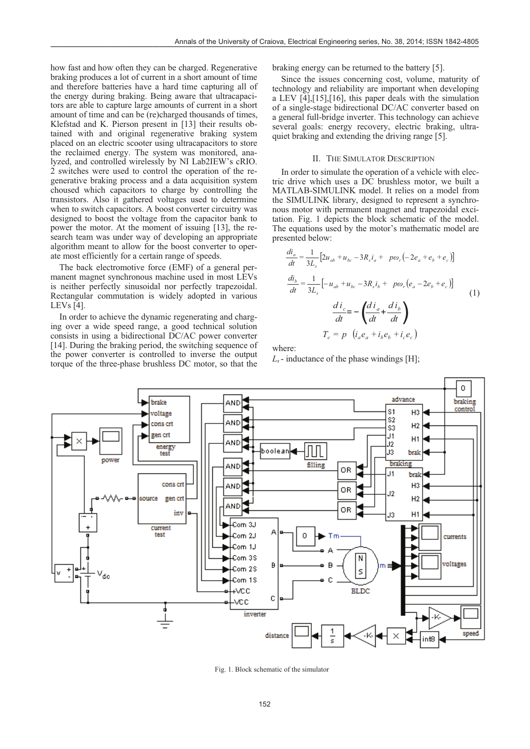how fast and how often they can be charged. Regenerative braking produces a lot of current in a short amount of time and therefore batteries have a hard time capturing all of the energy during braking. Being aware that ultracapacitors are able to capture large amounts of current in a short amount of time and can be (re)charged thousands of times, Klefstad and K. Pierson present in [13] their results obtained with and original regenerative braking system placed on an electric scooter using ultracapacitors to store the reclaimed energy. The system was monitored, analyzed, and controlled wirelessly by NI Lab2IEW's cRIO. 2 switches were used to control the operation of the regenerative braking process and a data acquisition system choused which capacitors to charge by controlling the transistors. Also it gathered voltages used to determine when to switch capacitors. A boost converter circuitry was designed to boost the voltage from the capacitor bank to power the motor. At the moment of issuing [13], the research team was under way of developing an appropriate algorithm meant to allow for the boost converter to operate most efficiently for a certain range of speeds.

The back electromotive force (EMF) of a general permanent magnet synchronous machine used in most LEVs is neither perfectly sinusoidal nor perfectly trapezoidal. Rectangular commutation is widely adopted in various LEVs [4].

In order to achieve the dynamic regenerating and charging over a wide speed range, a good technical solution consists in using a bidirectional DC/AC power converter [14]. During the braking period, the switching sequence of the power converter is controlled to inverse the output torque of the three-phase brushless DC motor, so that the braking energy can be returned to the battery [5].

Since the issues concerning cost, volume, maturity of technology and reliability are important when developing a LEV [4],[15],[16], this paper deals with the simulation of a single-stage bidirectional DC/AC converter based on a general full-bridge inverter. This technology can achieve several goals: energy recovery, electric braking, ultra-quiet braking and extending the driving range [5].

## II. The Simulator Description

In order to simulate the operation of a vehicle with electric drive which uses a DC brushless motor, we built a MATLAB-SIMULINK model. It relies on a model from the SIMULINK library, designed to represent a synchronous motor with permanent magnet and trapezoidal excitation. Fig. 1 depicts the block schematic of the model. The equations used by the motor's mathematic model are presented below:

$$
\begin{aligned}
\frac{di_a}{dt} &= \frac{1}{3L_s}\left[2u_{ab} + u_{bc} - 3R_s i_a + \; p\omega_r\left(-2e_a + e_b + e_c\right)\right] \\
\frac{di_b}{dt} &= \frac{1}{3L_s}\left[-u_{ab} + u_{bc} - 3R_s i_b + \; p\omega_r\left(e_a - 2e_b + e_c\right)\right] \\
\frac{di_c}{dt} &= -\left(\frac{di_a}{dt} + \frac{di_b}{dt}\right) \\
T_e &= p\;\left(i_a e_a + i_b e_b + i_c e_c\right)
\end{aligned}
\tag{1}
$$

where:

$L_s$ - inductance of the phase windings [H];

Fig. 1. Block schematic of the simulator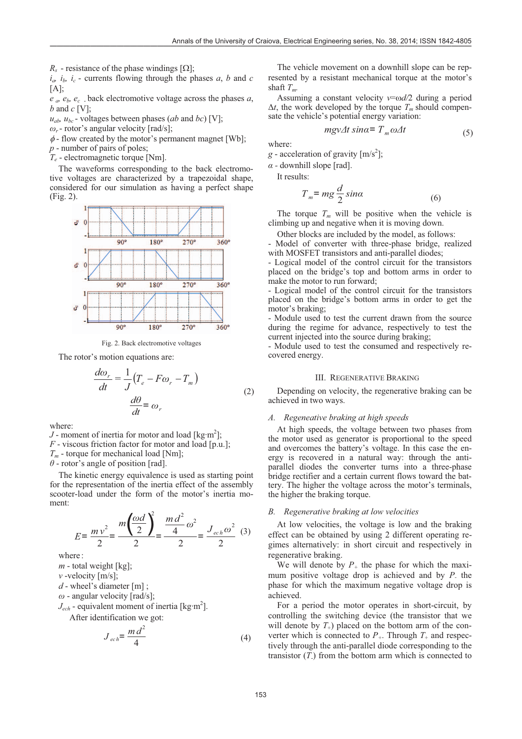$R_s$ - resistance of the phase windings [Ω];
$i_a$, $i_b$, $i_c$ - currents flowing through the phases $a$, $b$ and $c$ [A];
$e_a$, $e_b$, $e_c$ - back electromotive voltage across the phases $a$, $b$ and $c$ [V];
$u_{ab}$, $u_{bc}$ - voltages between phases ($ab$ and $bc$) [V];
$\omega_r$ - rotor's angular velocity [rad/s];
$\phi$ - flow created by the motor's permanent magnet [Wb];
$p$ - number of pairs of poles;
$T_e$ - electromagnetic torque [Nm].

The waveforms corresponding to the back electromotive voltages are characterized by a trapezoidal shape, considered for our simulation as having a perfect shape (Fig. 2).

Fig. 2. Back electromotive voltages

The rotor's motion equations are:

$$\frac{d\omega_r}{dt} = \frac{1}{J}\left(T_e - F\omega_r - T_m\right)$$
$$\frac{d\theta}{dt} = \omega_r \tag{2}$$

where:
$J$ - moment of inertia for motor and load [kg·m$^2$];
$F$ - viscous friction factor for motor and load [p.u.];
$T_m$ - torque for mechanical load [Nm];
$\theta$ - rotor's angle of position [rad].

The kinetic energy equivalence is used as starting point for the representation of the inertia effect of the assembly scooter-load under the form of the motor's inertia moment:

$$E = \frac{m v^2}{2} = \frac{m\left(\frac{\omega d}{2}\right)^2}{2} = \frac{\frac{m d^2}{4}\omega^2}{2} = \frac{J_{ech}\,\omega^2}{2} \tag{3}$$

where:
$m$ - total weight [kg];
$v$ -velocity [m/s];
$d$ - wheel's diameter [m] ;
$\omega$ - angular velocity [rad/s];
$J_{ech}$ - equivalent moment of inertia [kg·m$^2$].

After identification we got:

$$J_{ech} = \frac{m d^2}{4} \tag{4}$$

The vehicle movement on a downhill slope can be represented by a resistant mechanical torque at the motor's shaft $T_m$.

Assuming a constant velocity $v=\omega d/2$ during a period $\Delta t$, the work developed by the torque $T_m$ should compensate the vehicle's potential energy variation:

$$mgv\Delta t \sin\alpha = T_m \omega \Delta t \tag{5}$$

where:
$g$ - acceleration of gravity [m/s$^2$];
$\alpha$ - downhill slope [rad].

It results:

$$T_m = mg\frac{d}{2}\sin\alpha \tag{6}$$

The torque $T_m$ will be positive when the vehicle is climbing up and negative when it is moving down.

Other blocks are included by the model, as follows:
- Model of converter with three-phase bridge, realized with MOSFET transistors and anti-parallel diodes;
- Logical model of the control circuit for the transistors placed on the bridge's top and bottom arms in order to make the motor to run forward;
- Logical model of the control circuit for the transistors placed on the bridge's bottom arms in order to get the motor's braking;
- Module used to test the current drawn from the source during the regime for advance, respectively to test the current injected into the source during braking;
- Module used to test the consumed and respectively recovered energy.

## III. Regenerative Braking

Depending on velocity, the regenerative braking can be achieved in two ways.

### A. Regeneative braking at high speeds

At high speeds, the voltage between two phases from the motor used as generator is proportional to the speed and overcomes the battery's voltage. In this case the energy is recovered in a natural way: through the anti-parallel diodes the converter turns into a three-phase bridge rectifier and a certain current flows toward the battery. The higher the voltage across the motor's terminals, the higher the braking torque.

### B. Regenerative braking at low velocities

At low velocities, the voltage is low and the braking effect can be obtained by using 2 different operating regimes alternatively: in short circuit and respectively in regenerative braking.

We will denote by $P_+$ the phase for which the maximum positive voltage drop is achieved and by $P_-$ the phase for which the maximum negative voltage drop is achieved.

For a period the motor operates in short-circuit, by controlling the switching device (the transistor that we will denote by $T_+$) placed on the bottom arm of the converter which is connected to $P_+$. Through $T_+$ and respectively through the anti-parallel diode corresponding to the transistor ($T_-$) from the bottom arm which is connected to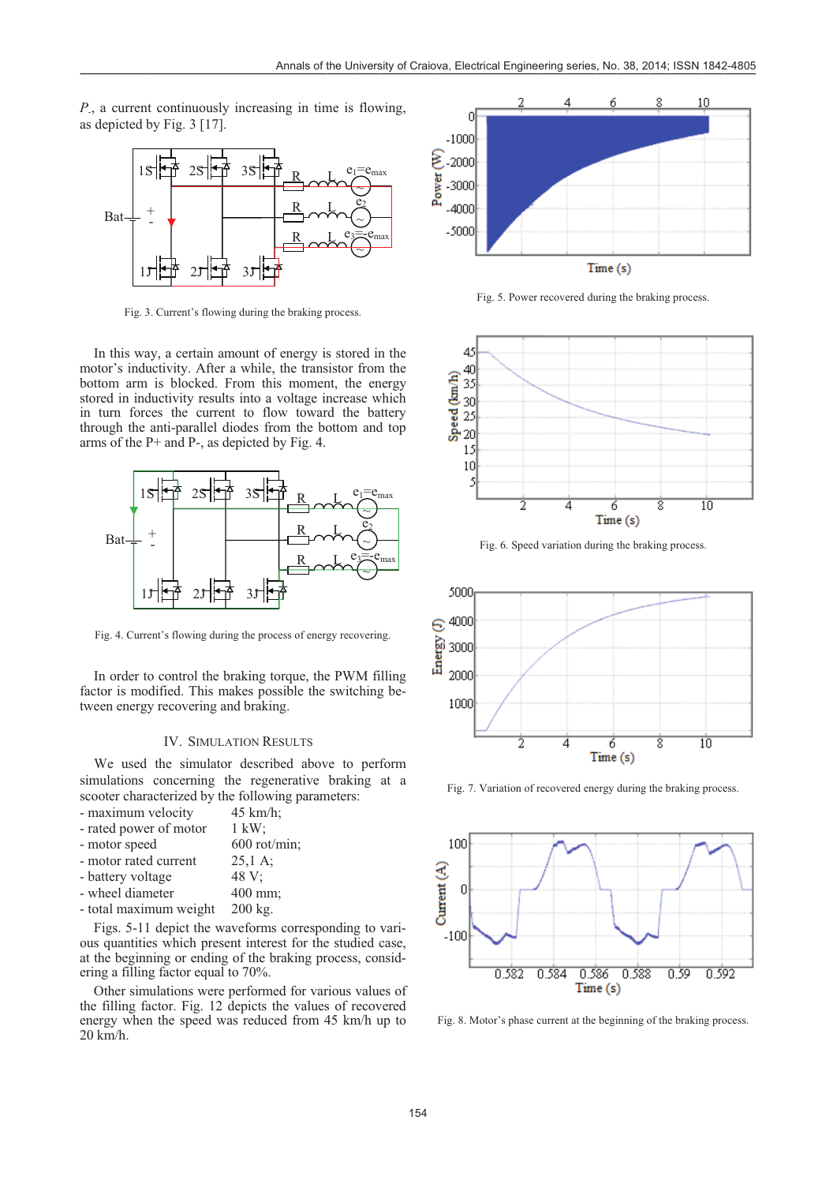$P_-$, a current continuously increasing in time is flowing, as depicted by Fig. 3 [17].

Fig. 3. Current's flowing during the braking process.

In this way, a certain amount of energy is stored in the motor's inductivity. After a while, the transistor from the bottom arm is blocked. From this moment, the energy stored in inductivity results into a voltage increase which in turn forces the current to flow toward the battery through the anti-parallel diodes from the bottom and top arms of the P+ and P-, as depicted by Fig. 4.

Fig. 4. Current's flowing during the process of energy recovering.

In order to control the braking torque, the PWM filling factor is modified. This makes possible the switching between energy recovering and braking.

## IV. Simulation Results

We used the simulator described above to perform simulations concerning the regenerative braking at a scooter characterized by the following parameters:

- maximum velocity 45 km/h;
- rated power of motor 1 kW;
- motor speed 600 rot/min;
- motor rated current 25,1 A;
- battery voltage 48 V;
- wheel diameter 400 mm;
- total maximum weight 200 kg.

Figs. 5-11 depict the waveforms corresponding to various quantities which present interest for the studied case, at the beginning or ending of the braking process, considering a filling factor equal to 70%.

Other simulations were performed for various values of the filling factor. Fig. 12 depicts the values of recovered energy when the speed was reduced from 45 km/h up to 20 km/h.

Fig. 5. Power recovered during the braking process.

Fig. 6. Speed variation during the braking process.

Fig. 7. Variation of recovered energy during the braking process.

Fig. 8. Motor's phase current at the beginning of the braking process.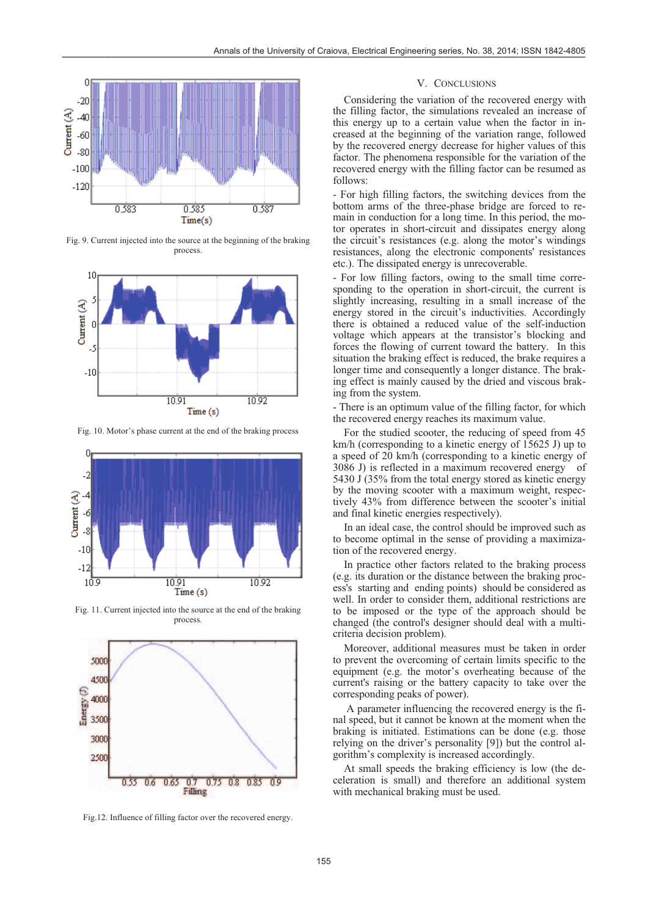Fig. 9. Current injected into the source at the beginning of the braking process.

Fig. 10. Motor's phase current at the end of the braking process

Fig. 11. Current injected into the source at the end of the braking process.

Fig.12. Influence of filling factor over the recovered energy.

## V. CONCLUSIONS

Considering the variation of the recovered energy with the filling factor, the simulations revealed an increase of this energy up to a certain value when the factor in-creased at the beginning of the variation range, followed by the recovered energy decrease for higher values of this factor. The phenomena responsible for the variation of the recovered energy with the filling factor can be resumed as follows:

- For high filling factors, the switching devices from the bottom arms of the three-phase bridge are forced to re-main in conduction for a long time. In this period, the mo-tor operates in short-circuit and dissipates energy along the circuit's resistances (e.g. along the motor's windings resistances, along the electronic components' resistances etc.). The dissipated energy is unrecoverable.

- For low filling factors, owing to the small time corre-sponding to the operation in short-circuit, the current is slightly increasing, resulting in a small increase of the energy stored in the circuit's inductivities. Accordingly there is obtained a reduced value of the self-induction voltage which appears at the transistor's blocking and forces the flowing of current toward the battery. In this situation the braking effect is reduced, the brake requires a longer time and consequently a longer distance. The brak-ing effect is mainly caused by the dried and viscous brak-ing from the system.

- There is an optimum value of the filling factor, for which the recovered energy reaches its maximum value.

For the studied scooter, the reducing of speed from 45 km/h (corresponding to a kinetic energy of 15625 J) up to a speed of 20 km/h (corresponding to a kinetic energy of 3086 J) is reflected in a maximum recovered energy of 5430 J (35% from the total energy stored as kinetic energy by the moving scooter with a maximum weight, respec-tively 43% from difference between the scooter's initial and final kinetic energies respectively).

In an ideal case, the control should be improved such as to become optimal in the sense of providing a maximiza-tion of the recovered energy.

In practice other factors related to the braking process (e.g. its duration or the distance between the braking proc-ess's starting and ending points) should be considered as well. In order to consider them, additional restrictions are to be imposed or the type of the approach should be changed (the control's designer should deal with a multi-criteria decision problem).

Moreover, additional measures must be taken in order to prevent the overcoming of certain limits specific to the equipment (e.g. the motor's overheating because of the current's raising or the battery capacity to take over the corresponding peaks of power).

A parameter influencing the recovered energy is the fi-nal speed, but it cannot be known at the moment when the braking is initiated. Estimations can be done (e.g. those relying on the driver's personality [9]) but the control al-gorithm's complexity is increased accordingly.

At small speeds the braking efficiency is low (the de-celeration is small) and therefore an additional system with mechanical braking must be used.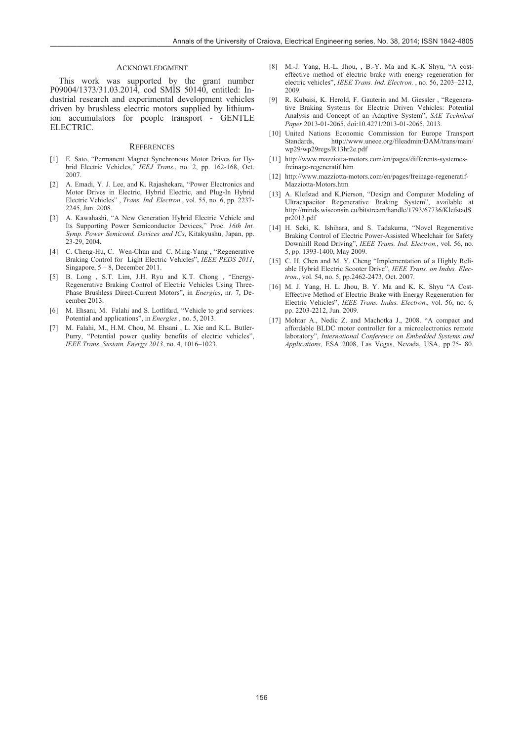## ACKNOWLEDGMENT

This work was supported by the grant number P09004/1373/31.03.2014, cod SMIS 50140, entitled: Industrial research and experimental development vehicles driven by brushless electric motors supplied by lithium-ion accumulators for people transport - GENTLE ELECTRIC.

## REFERENCES

[1] E. Sato, "Permanent Magnet Synchronous Motor Drives for Hybrid Electric Vehicles," *IEEJ Trans.*, no. 2, pp. 162-168, Oct. 2007.

[2] A. Emadi, Y. J. Lee, and K. Rajashekara, "Power Electronics and Motor Drives in Electric, Hybrid Electric, and Plug-In Hybrid Electric Vehicles" , *Trans. Ind. Electron*., vol. 55, no. 6, pp. 2237-2245, Jun. 2008.

[3] A. Kawahashi, "A New Generation Hybrid Electric Vehicle and Its Supporting Power Semiconductor Devices," Proc. *16th Int. Symp. Power Semicond. Devices and ICs*, Kitakyushu, Japan, pp. 23-29, 2004.

[4] C. Cheng-Hu, C. Wen-Chun and C. Ming-Yang , "Regenerative Braking Control for Light Electric Vehicles", *IEEE PEDS 2011*, Singapore, 5 – 8, December 2011.

[5] B. Long , S.T. Lim, J.H. Ryu and K.T. Chong , "Energy-Regenerative Braking Control of Electric Vehicles Using Three-Phase Brushless Direct-Current Motors", in *Energies*, nr. 7, December 2013.

[6] M. Ehsani, M. Falahi and S. Lotfifard, "Vehicle to grid services: Potential and applications", in *Energies* , no. 5, 2013.

[7] M. Falahi, M., H.M. Chou, M. Ehsani , L. Xie and K.L. Butler-Purry, "Potential power quality benefits of electric vehicles", *IEEE Trans. Sustain. Energy 2013*, no. 4, 1016–1023.

[8] M.-J. Yang, H.-L. Jhou, , B.-Y. Ma and K.-K Shyu, "A cost-effective method of electric brake with energy regeneration for electric vehicles", *IEEE Trans. Ind. Electron.* , no. 56, 2203–2212, 2009.

[9] R. Kubaisi, K. Herold, F. Gauterin and M. Giessler , "Regenerative Braking Systems for Electric Driven Vehicles: Potential Analysis and Concept of an Adaptive System", *SAE Technical Paper* 2013-01-2065, doi:10.4271/2013-01-2065, 2013.

[10] United Nations Economic Commission for Europe Transport Standards, http://www.unece.org/fileadmin/DAM/trans/main/wp29/wp29regs/R13hr2e.pdf

[11] http://www.mazziotta-motors.com/en/pages/differents-systemes-freinage-regeneratif.htm

[12] http://www.mazziotta-motors.com/en/pages/freinage-regeneratif-Mazziotta-Motors.htm

[13] A. Klefstad and K.Pierson, "Design and Computer Modeling of Ultracapacitor Regenerative Braking System", available at http://minds.wisconsin.eu/bitstream/handle/1793/67736/KlefstadSpr2013.pdf

[14] H. Seki, K. Ishihara, and S. Tadakuma, "Novel Regenerative Braking Control of Electric Power-Assisted Wheelchair for Safety Downhill Road Driving", *IEEE Trans. Ind. Electron.*, vol. 56, no. 5, pp. 1393-1400, May 2009.

[15] C. H. Chen and M. Y. Cheng "Implementation of a Highly Reliable Hybrid Electric Scooter Drive", *IEEE Trans. on Indus. Electron*., vol. 54, no. 5, pp.2462-2473, Oct. 2007.

[16] M. J. Yang, H. L. Jhou, B. Y. Ma and K. K. Shyu "A Cost-Effective Method of Electric Brake with Energy Regeneration for Electric Vehicles", *IEEE Trans. Indus. Electron*., vol. 56, no. 6, pp. 2203-2212, Jun. 2009.

[17] Mohtar A., Nedic Z. and Machotka J., 2008. "A compact and affordable BLDC motor controller for a microelectronics remote laboratory", *International Conference on Embedded Systems and Applications*, ESA 2008, Las Vegas, Nevada, USA, pp.75- 80.